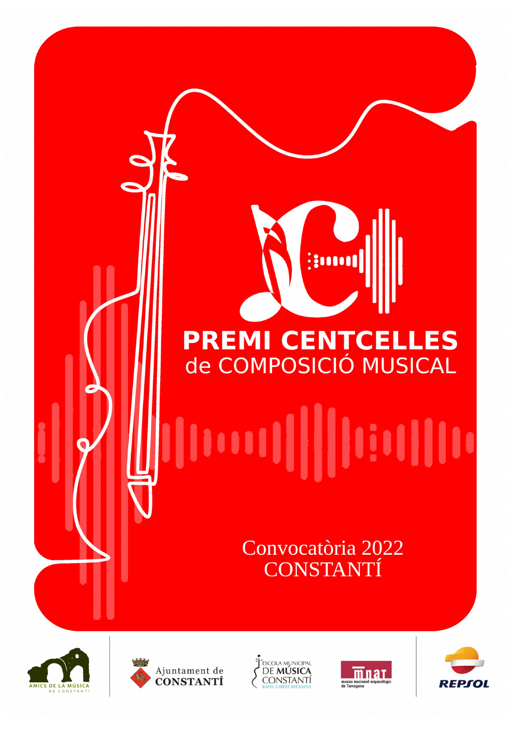# PREMI CENTCELLES
## de COMPOSICIÓ MUSICAL

Convocatòria 2022
CONSTANTÍ

AMICS DE LA MÚSICA DE CONSTANTÍ

Ajuntament de CONSTANTÍ

ESCOLA MUNICIPAL DE MÚSICA CONSTANTÍ RAFEL GIBERT RECASENS

mnat museu nacional arqueològic de Tarragona

REPSOL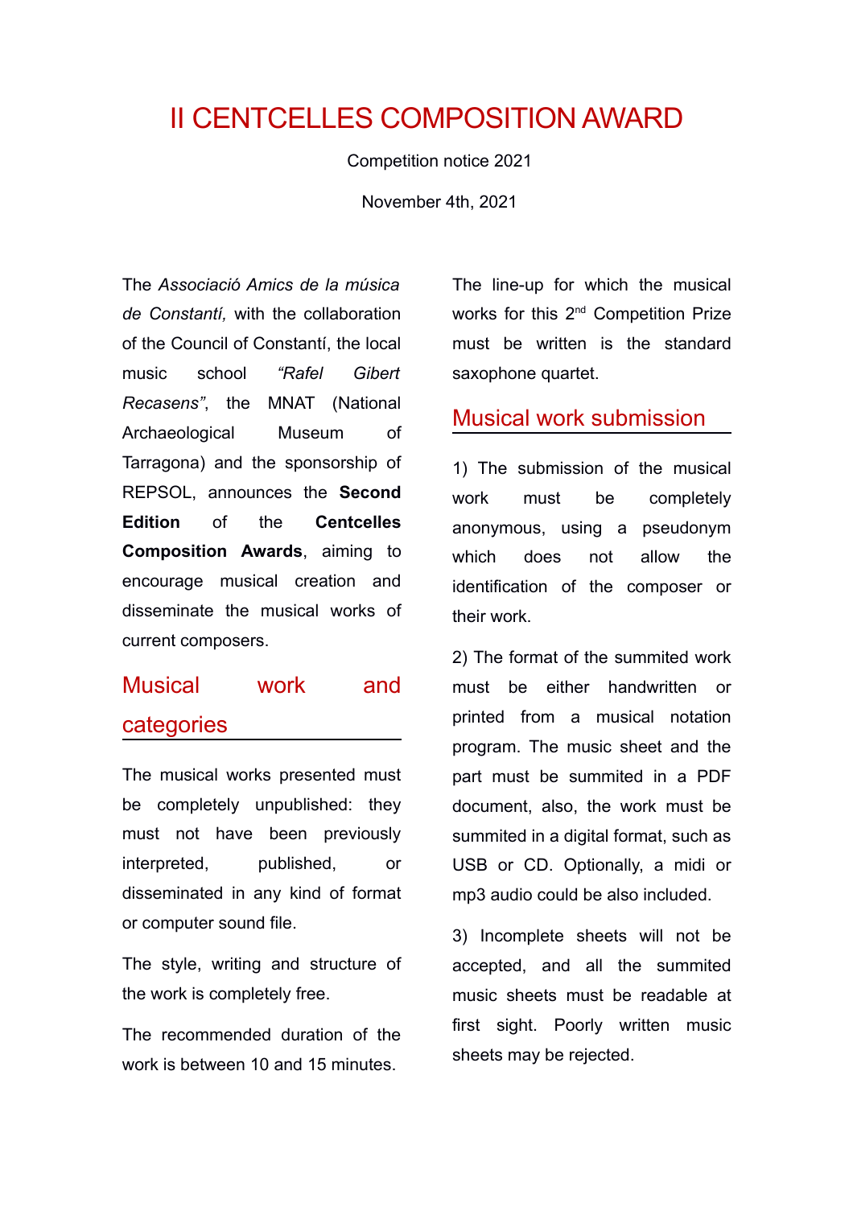# II CENTCELLES COMPOSITION AWARD

Competition notice 2021

November 4th, 2021

The *Associació Amics de la música de Constantí,* with the collaboration of the Council of Constantí, the local music school *"Rafel Gibert Recasens"*, the MNAT (National Archaeological Museum of Tarragona) and the sponsorship of REPSOL, announces the **Second Edition** of the **Centcelles Composition Awards**, aiming to encourage musical creation and disseminate the musical works of current composers.

## Musical work and categories

The musical works presented must be completely unpublished: they must not have been previously interpreted, published, or disseminated in any kind of format or computer sound file.

The style, writing and structure of the work is completely free.

The recommended duration of the work is between 10 and 15 minutes.

The line-up for which the musical works for this 2nd Competition Prize must be written is the standard saxophone quartet.

## Musical work submission

1) The submission of the musical work must be completely anonymous, using a pseudonym which does not allow the identification of the composer or their work.

2) The format of the summited work must be either handwritten or printed from a musical notation program. The music sheet and the part must be summited in a PDF document, also, the work must be summited in a digital format, such as USB or CD. Optionally, a midi or mp3 audio could be also included.

3) Incomplete sheets will not be accepted, and all the summited music sheets must be readable at first sight. Poorly written music sheets may be rejected.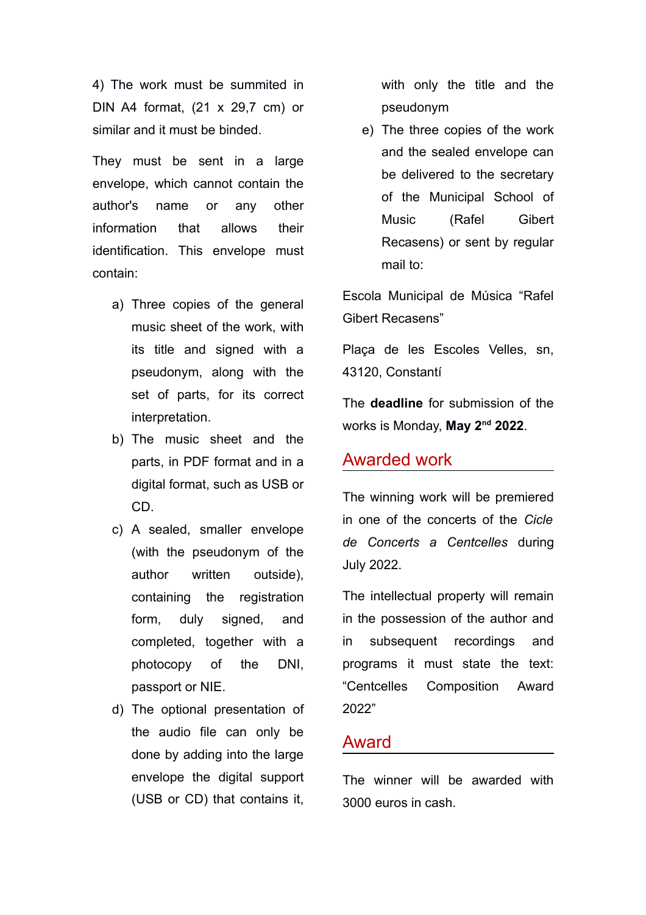4) The work must be summited in DIN A4 format, (21 x 29,7 cm) or similar and it must be binded.

They must be sent in a large envelope, which cannot contain the author's name or any other information that allows their identification. This envelope must contain:

a) Three copies of the general music sheet of the work, with its title and signed with a pseudonym, along with the set of parts, for its correct interpretation.
b) The music sheet and the parts, in PDF format and in a digital format, such as USB or CD.
c) A sealed, smaller envelope (with the pseudonym of the author written outside), containing the registration form, duly signed, and completed, together with a photocopy of the DNI, passport or NIE.
d) The optional presentation of the audio file can only be done by adding into the large envelope the digital support (USB or CD) that contains it, with only the title and the pseudonym
e) The three copies of the work and the sealed envelope can be delivered to the secretary of the Municipal School of Music (Rafel Gibert Recasens) or sent by regular mail to:

Escola Municipal de Música “Rafel Gibert Recasens”

Plaça de les Escoles Velles, sn, 43120, Constantí

The **deadline** for submission of the works is Monday, **May 2nd 2022**.

## Awarded work

The winning work will be premiered in one of the concerts of the *Cicle de Concerts a Centcelles* during July 2022.

The intellectual property will remain in the possession of the author and in subsequent recordings and programs it must state the text: “Centcelles Composition Award 2022”

## Award

The winner will be awarded with 3000 euros in cash.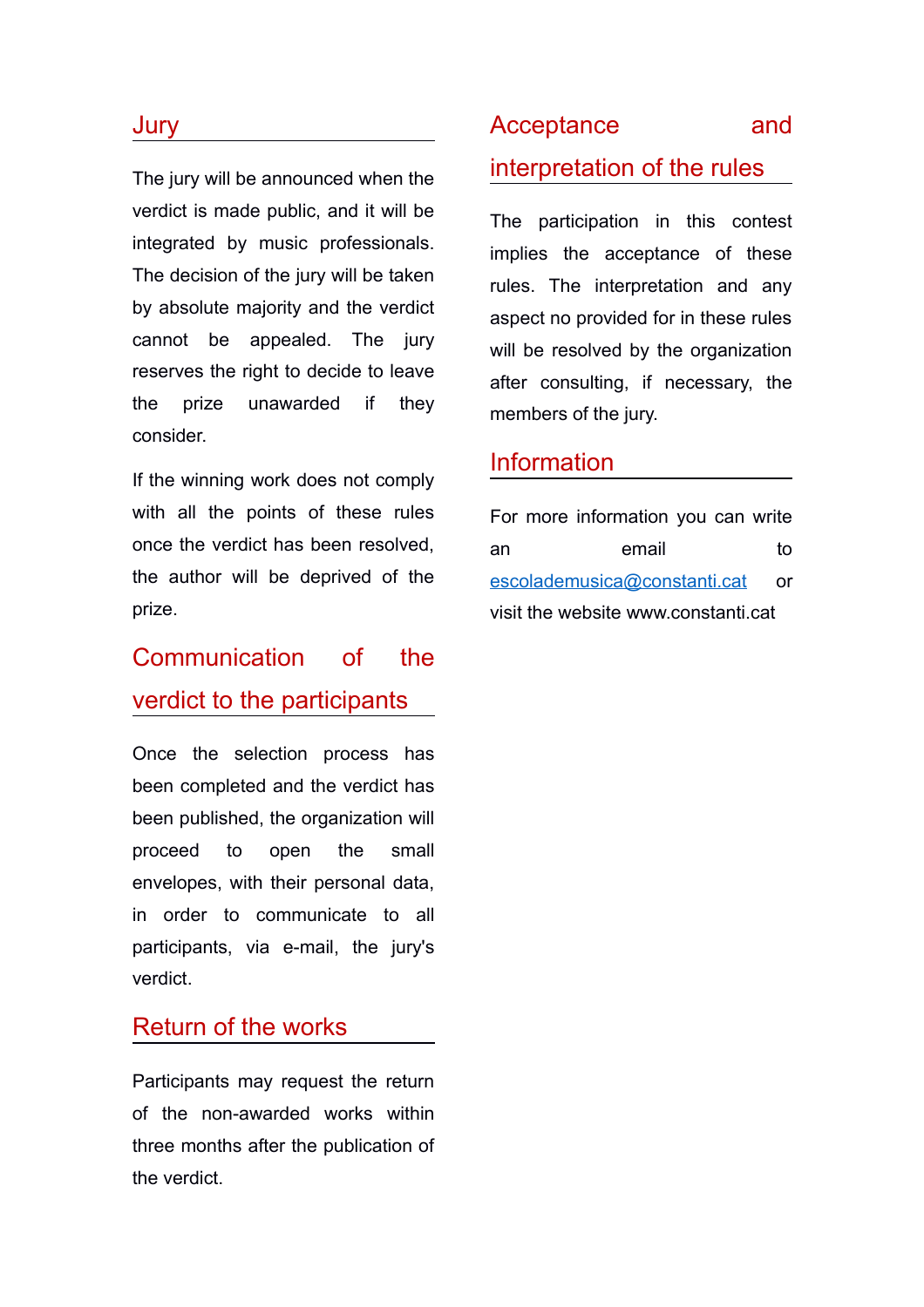## Jury

The jury will be announced when the verdict is made public, and it will be integrated by music professionals. The decision of the jury will be taken by absolute majority and the verdict cannot be appealed. The jury reserves the right to decide to leave the prize unawarded if they consider.

If the winning work does not comply with all the points of these rules once the verdict has been resolved, the author will be deprived of the prize.

## Communication of the verdict to the participants

Once the selection process has been completed and the verdict has been published, the organization will proceed to open the small envelopes, with their personal data, in order to communicate to all participants, via e-mail, the jury's verdict.

## Return of the works

Participants may request the return of the non-awarded works within three months after the publication of the verdict.

## Acceptance and interpretation of the rules

The participation in this contest implies the acceptance of these rules. The interpretation and any aspect no provided for in these rules will be resolved by the organization after consulting, if necessary, the members of the jury.

## Information

For more information you can write an email to escolademusica@constanti.cat or visit the website www.constanti.cat